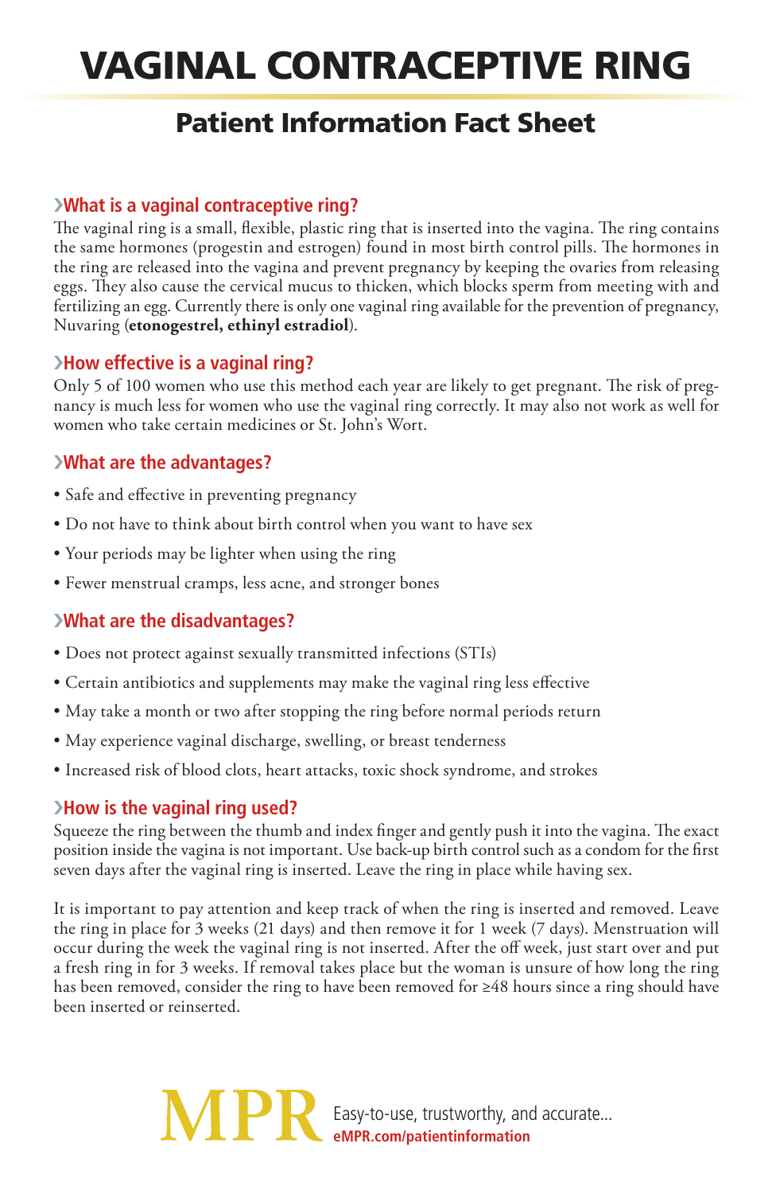# VAGINAL CONTRACEPTIVE RING

## Patient Information Fact Sheet

### ›What is a vaginal contraceptive ring?

The vaginal ring is a small, flexible, plastic ring that is inserted into the vagina. The ring contains the same hormones (progestin and estrogen) found in most birth control pills. The hormones in the ring are released into the vagina and prevent pregnancy by keeping the ovaries from releasing eggs. They also cause the cervical mucus to thicken, which blocks sperm from meeting with and fertilizing an egg. Currently there is only one vaginal ring available for the prevention of pregnancy, Nuvaring (**etonogestrel, ethinyl estradiol**).

### ›How effective is a vaginal ring?

Only 5 of 100 women who use this method each year are likely to get pregnant. The risk of pregnancy is much less for women who use the vaginal ring correctly. It may also not work as well for women who take certain medicines or St. John's Wort.

### ›What are the advantages?

- Safe and effective in preventing pregnancy
- Do not have to think about birth control when you want to have sex
- Your periods may be lighter when using the ring
- Fewer menstrual cramps, less acne, and stronger bones

### ›What are the disadvantages?

- Does not protect against sexually transmitted infections (STIs)
- Certain antibiotics and supplements may make the vaginal ring less effective
- May take a month or two after stopping the ring before normal periods return
- May experience vaginal discharge, swelling, or breast tenderness
- Increased risk of blood clots, heart attacks, toxic shock syndrome, and strokes

### ›How is the vaginal ring used?

Squeeze the ring between the thumb and index finger and gently push it into the vagina. The exact position inside the vagina is not important. Use back-up birth control such as a condom for the first seven days after the vaginal ring is inserted. Leave the ring in place while having sex.

It is important to pay attention and keep track of when the ring is inserted and removed. Leave the ring in place for 3 weeks (21 days) and then remove it for 1 week (7 days). Menstruation will occur during the week the vaginal ring is not inserted. After the off week, just start over and put a fresh ring in for 3 weeks. If removal takes place but the woman is unsure of how long the ring has been removed, consider the ring to have been removed for ≥48 hours since a ring should have been inserted or reinserted.

MPR Easy-to-use, trustworthy, and accurate... **eMPR.com/patientinformation**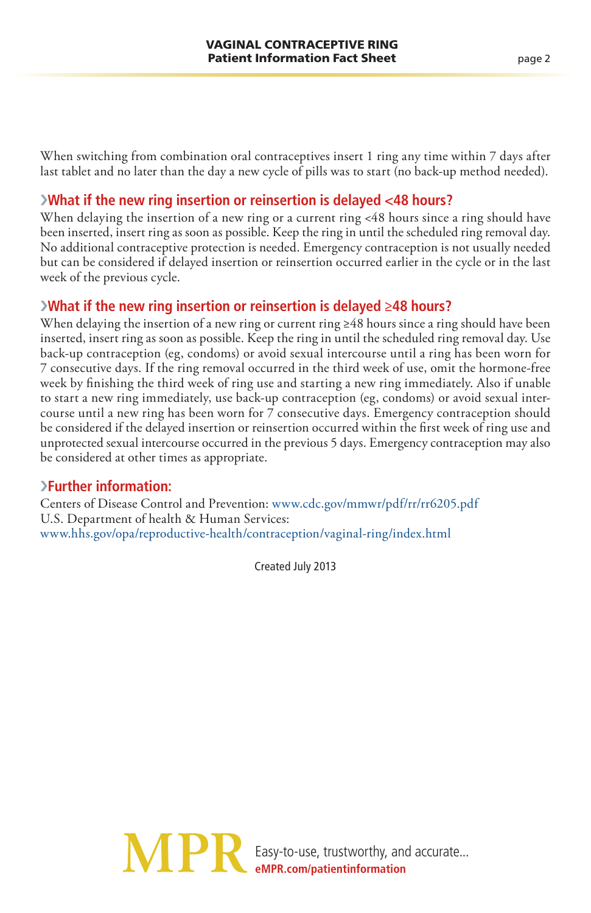When switching from combination oral contraceptives insert 1 ring any time within 7 days after last tablet and no later than the day a new cycle of pills was to start (no back-up method needed).

## ›What if the new ring insertion or reinsertion is delayed <48 hours?

When delaying the insertion of a new ring or a current ring <48 hours since a ring should have been inserted, insert ring as soon as possible. Keep the ring in until the scheduled ring removal day. No additional contraceptive protection is needed. Emergency contraception is not usually needed but can be considered if delayed insertion or reinsertion occurred earlier in the cycle or in the last week of the previous cycle.

## ›What if the new ring insertion or reinsertion is delayed ≥48 hours?

When delaying the insertion of a new ring or current ring ≥48 hours since a ring should have been inserted, insert ring as soon as possible. Keep the ring in until the scheduled ring removal day. Use back-up contraception (eg, condoms) or avoid sexual intercourse until a ring has been worn for 7 consecutive days. If the ring removal occurred in the third week of use, omit the hormone-free week by finishing the third week of ring use and starting a new ring immediately. Also if unable to start a new ring immediately, use back-up contraception (eg, condoms) or avoid sexual intercourse until a new ring has been worn for 7 consecutive days. Emergency contraception should be considered if the delayed insertion or reinsertion occurred within the first week of ring use and unprotected sexual intercourse occurred in the previous 5 days. Emergency contraception may also be considered at other times as appropriate.

## ›Further information:

Centers of Disease Control and Prevention: www.cdc.gov/mmwr/pdf/rr/rr6205.pdf
U.S. Department of health & Human Services:
www.hhs.gov/opa/reproductive-health/contraception/vaginal-ring/index.html

Created July 2013

MPR Easy-to-use, trustworthy, and accurate...
**eMPR.com/patientinformation**